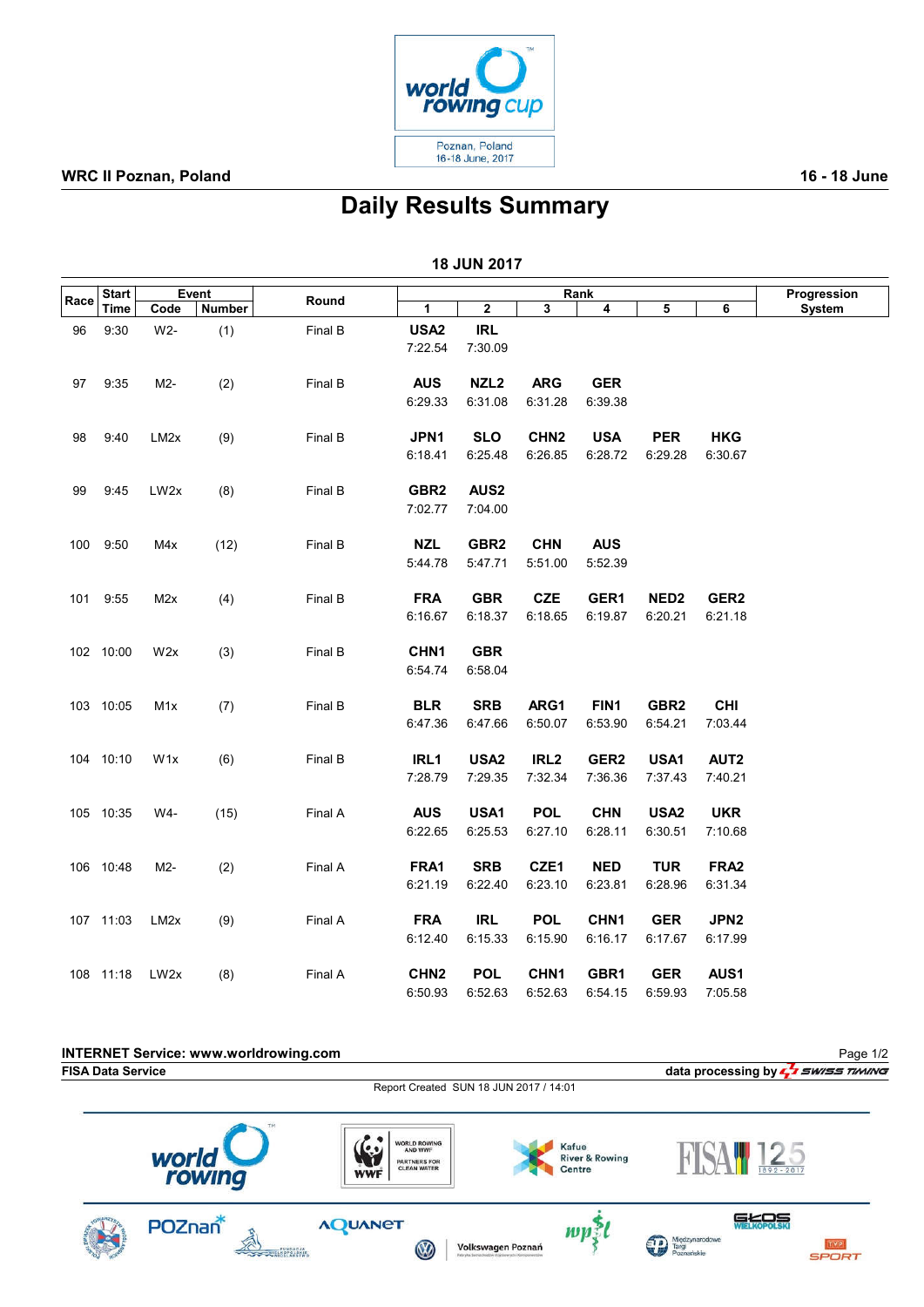WRC II Poznan, Poland

16 - 18 June

# Daily Results Summary

## 18 JUN 2017

| Race | Start Time | Event Code | Event Number | Round | Rank 1 | Rank 2 | Rank 3 | Rank 4 | Rank 5 | Rank 6 | Progression System |
|---|---|---|---|---|---|---|---|---|---|---|---|
| 96 | 9:30 | W2- | (1) | Final B | **USA2** 7:22.54 | **IRL** 7:30.09 | | | | | |
| 97 | 9:35 | M2- | (2) | Final B | **AUS** 6:29.33 | **NZL2** 6:31.08 | **ARG** 6:31.28 | **GER** 6:39.38 | | | |
| 98 | 9:40 | LM2x | (9) | Final B | **JPN1** 6:18.41 | **SLO** 6:25.48 | **CHN2** 6:26.85 | **USA** 6:28.72 | **PER** 6:29.28 | **HKG** 6:30.67 | |
| 99 | 9:45 | LW2x | (8) | Final B | **GBR2** 7:02.77 | **AUS2** 7:04.00 | | | | | |
| 100 | 9:50 | M4x | (12) | Final B | **NZL** 5:44.78 | **GBR2** 5:47.71 | **CHN** 5:51.00 | **AUS** 5:52.39 | | | |
| 101 | 9:55 | M2x | (4) | Final B | **FRA** 6:16.67 | **GBR** 6:18.37 | **CZE** 6:18.65 | **GER1** 6:19.87 | **NED2** 6:20.21 | **GER2** 6:21.18 | |
| 102 | 10:00 | W2x | (3) | Final B | **CHN1** 6:54.74 | **GBR** 6:58.04 | | | | | |
| 103 | 10:05 | M1x | (7) | Final B | **BLR** 6:47.36 | **SRB** 6:47.66 | **ARG1** 6:50.07 | **FIN1** 6:53.90 | **GBR2** 6:54.21 | **CHI** 7:03.44 | |
| 104 | 10:10 | W1x | (6) | Final B | **IRL1** 7:28.79 | **USA2** 7:29.35 | **IRL2** 7:32.34 | **GER2** 7:36.36 | **USA1** 7:37.43 | **AUT2** 7:40.21 | |
| 105 | 10:35 | W4- | (15) | Final A | **AUS** 6:22.65 | **USA1** 6:25.53 | **POL** 6:27.10 | **CHN** 6:28.11 | **USA2** 6:30.51 | **UKR** 7:10.68 | |
| 106 | 10:48 | M2- | (2) | Final A | **FRA1** 6:21.19 | **SRB** 6:22.40 | **CZE1** 6:23.10 | **NED** 6:23.81 | **TUR** 6:28.96 | **FRA2** 6:31.34 | |
| 107 | 11:03 | LM2x | (9) | Final A | **FRA** 6:12.40 | **IRL** 6:15.33 | **POL** 6:15.90 | **CHN1** 6:16.17 | **GER** 6:17.67 | **JPN2** 6:17.99 | |
| 108 | 11:18 | LW2x | (8) | Final A | **CHN2** 6:50.93 | **POL** 6:52.63 | **CHN1** 6:52.63 | **GBR1** 6:54.15 | **GER** 6:59.93 | **AUS1** 7:05.58 | |

INTERNET Service: www.worldrowing.com

FISA Data Service

data processing by SWISS TIMING

Report Created SUN 18 JUN 2017 / 14:01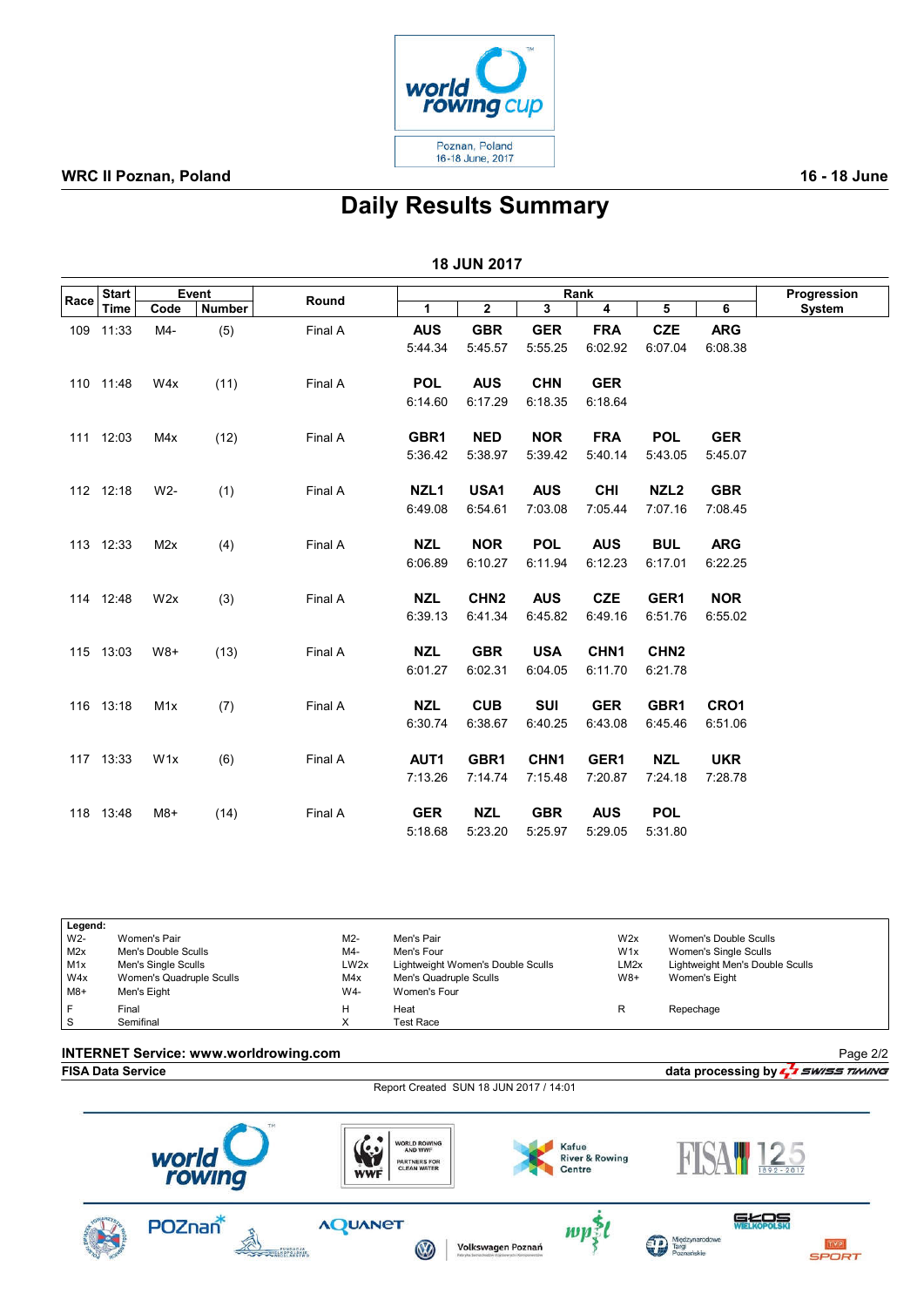**WRC II Poznan, Poland** **16 - 18 June**

# Daily Results Summary

## 18 JUN 2017

| Race | Start Time | Event Code | Event Number | Round | Rank 1 | Rank 2 | Rank 3 | Rank 4 | Rank 5 | Rank 6 | Progression System |
|---|---|---|---|---|---|---|---|---|---|---|---|
| 109 | 11:33 | M4- | (5) | Final A | **AUS** 5:44.34 | **GBR** 5:45.57 | **GER** 5:55.25 | **FRA** 6:02.92 | **CZE** 6:07.04 | **ARG** 6:08.38 | |
| 110 | 11:48 | W4x | (11) | Final A | **POL** 6:14.60 | **AUS** 6:17.29 | **CHN** 6:18.35 | **GER** 6:18.64 | | | |
| 111 | 12:03 | M4x | (12) | Final A | **GBR1** 5:36.42 | **NED** 5:38.97 | **NOR** 5:39.42 | **FRA** 5:40.14 | **POL** 5:43.05 | **GER** 5:45.07 | |
| 112 | 12:18 | W2- | (1) | Final A | **NZL1** 6:49.08 | **USA1** 6:54.61 | **AUS** 7:03.08 | **CHI** 7:05.44 | **NZL2** 7:07.16 | **GBR** 7:08.45 | |
| 113 | 12:33 | M2x | (4) | Final A | **NZL** 6:06.89 | **NOR** 6:10.27 | **POL** 6:11.94 | **AUS** 6:12.23 | **BUL** 6:17.01 | **ARG** 6:22.25 | |
| 114 | 12:48 | W2x | (3) | Final A | **NZL** 6:39.13 | **CHN2** 6:41.34 | **AUS** 6:45.82 | **CZE** 6:49.16 | **GER1** 6:51.76 | **NOR** 6:55.02 | |
| 115 | 13:03 | W8+ | (13) | Final A | **NZL** 6:01.27 | **GBR** 6:02.31 | **USA** 6:04.05 | **CHN1** 6:11.70 | **CHN2** 6:21.78 | | |
| 116 | 13:18 | M1x | (7) | Final A | **NZL** 6:30.74 | **CUB** 6:38.67 | **SUI** 6:40.25 | **GER** 6:43.08 | **GBR1** 6:45.46 | **CRO1** 6:51.06 | |
| 117 | 13:33 | W1x | (6) | Final A | **AUT1** 7:13.26 | **GBR1** 7:14.74 | **CHN1** 7:15.48 | **GER1** 7:20.87 | **NZL** 7:24.18 | **UKR** 7:28.78 | |
| 118 | 13:48 | M8+ | (14) | Final A | **GER** 5:18.68 | **NZL** 5:23.20 | **GBR** 5:25.97 | **AUS** 5:29.05 | **POL** 5:31.80 | | |

**Legend:**

| | | | | | |
|---|---|---|---|---|---|
| W2- | Women's Pair | M2- | Men's Pair | W2x | Women's Double Sculls |
| M2x | Men's Double Sculls | M4- | Men's Four | W1x | Women's Single Sculls |
| M1x | Men's Single Sculls | LW2x | Lightweight Women's Double Sculls | LM2x | Lightweight Men's Double Sculls |
| W4x | Women's Quadruple Sculls | M4x | Men's Quadruple Sculls | W8+ | Women's Eight |
| M8+ | Men's Eight | W4- | Women's Four | | |
| F | Final | H | Heat | R | Repechage |
| S | Semifinal | X | Test Race | | |

**INTERNET Service: www.worldrowing.com**

**FISA Data Service** **data processing by SWISS TIMING**

Report Created SUN 18 JUN 2017 / 14:01